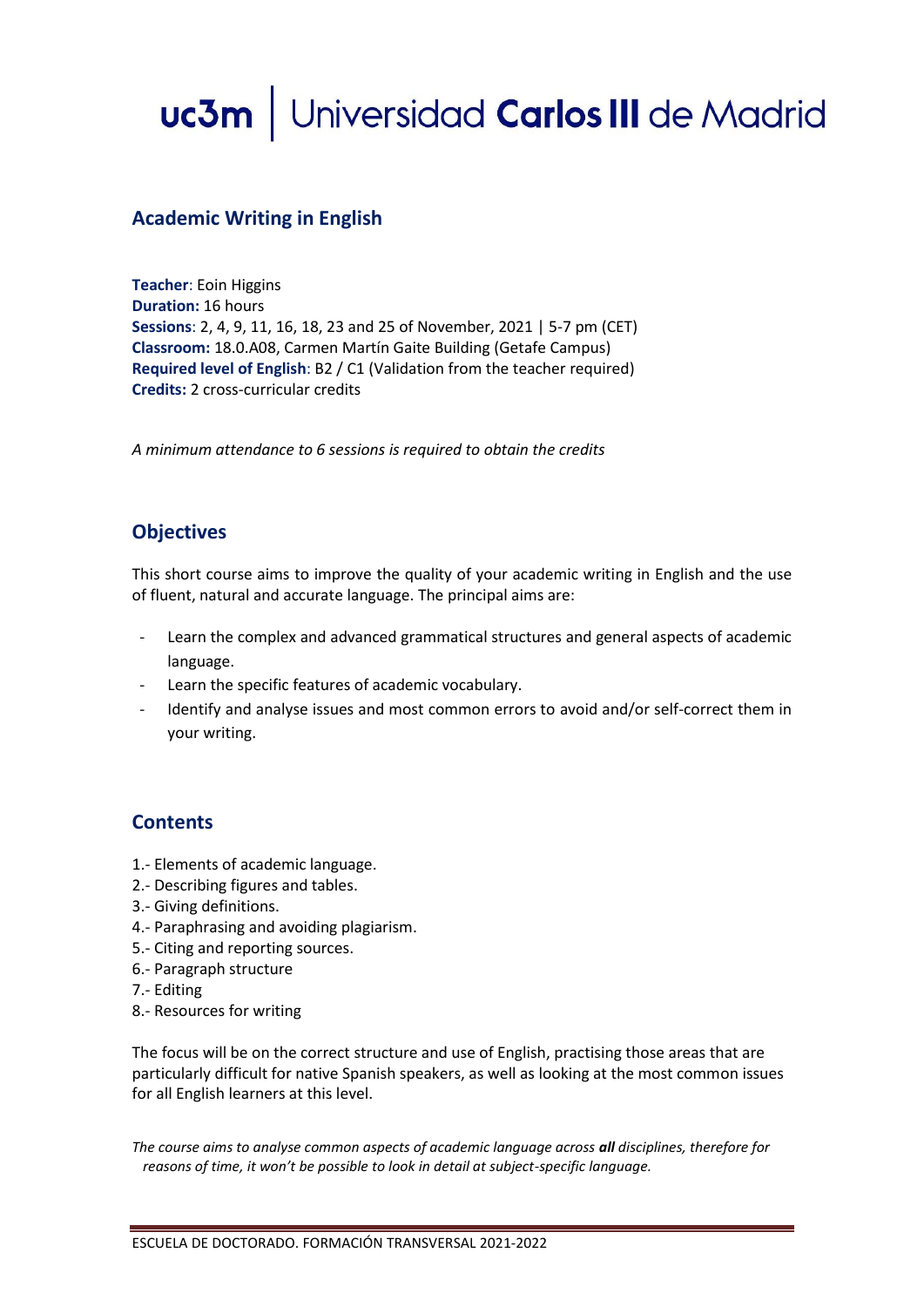# Academic Writing in English

**Teacher**: Eoin Higgins
**Duration:** 16 hours
**Sessions**: 2, 4, 9, 11, 16, 18, 23 and 25 of November, 2021 | 5-7 pm (CET)
**Classroom:** 18.0.A08, Carmen Martín Gaite Building (Getafe Campus)
**Required level of English**: B2 / C1 (Validation from the teacher required)
**Credits:** 2 cross-curricular credits

*A minimum attendance to 6 sessions is required to obtain the credits*

## Objectives

This short course aims to improve the quality of your academic writing in English and the use of fluent, natural and accurate language. The principal aims are:

- Learn the complex and advanced grammatical structures and general aspects of academic language.
- Learn the specific features of academic vocabulary.
- Identify and analyse issues and most common errors to avoid and/or self-correct them in your writing.

## Contents

1.- Elements of academic language.
2.- Describing figures and tables.
3.- Giving definitions.
4.- Paraphrasing and avoiding plagiarism.
5.- Citing and reporting sources.
6.- Paragraph structure
7.- Editing
8.- Resources for writing

The focus will be on the correct structure and use of English, practising those areas that are particularly difficult for native Spanish speakers, as well as looking at the most common issues for all English learners at this level.

*The course aims to analyse common aspects of academic language across **all** disciplines, therefore for reasons of time, it won't be possible to look in detail at subject-specific language.*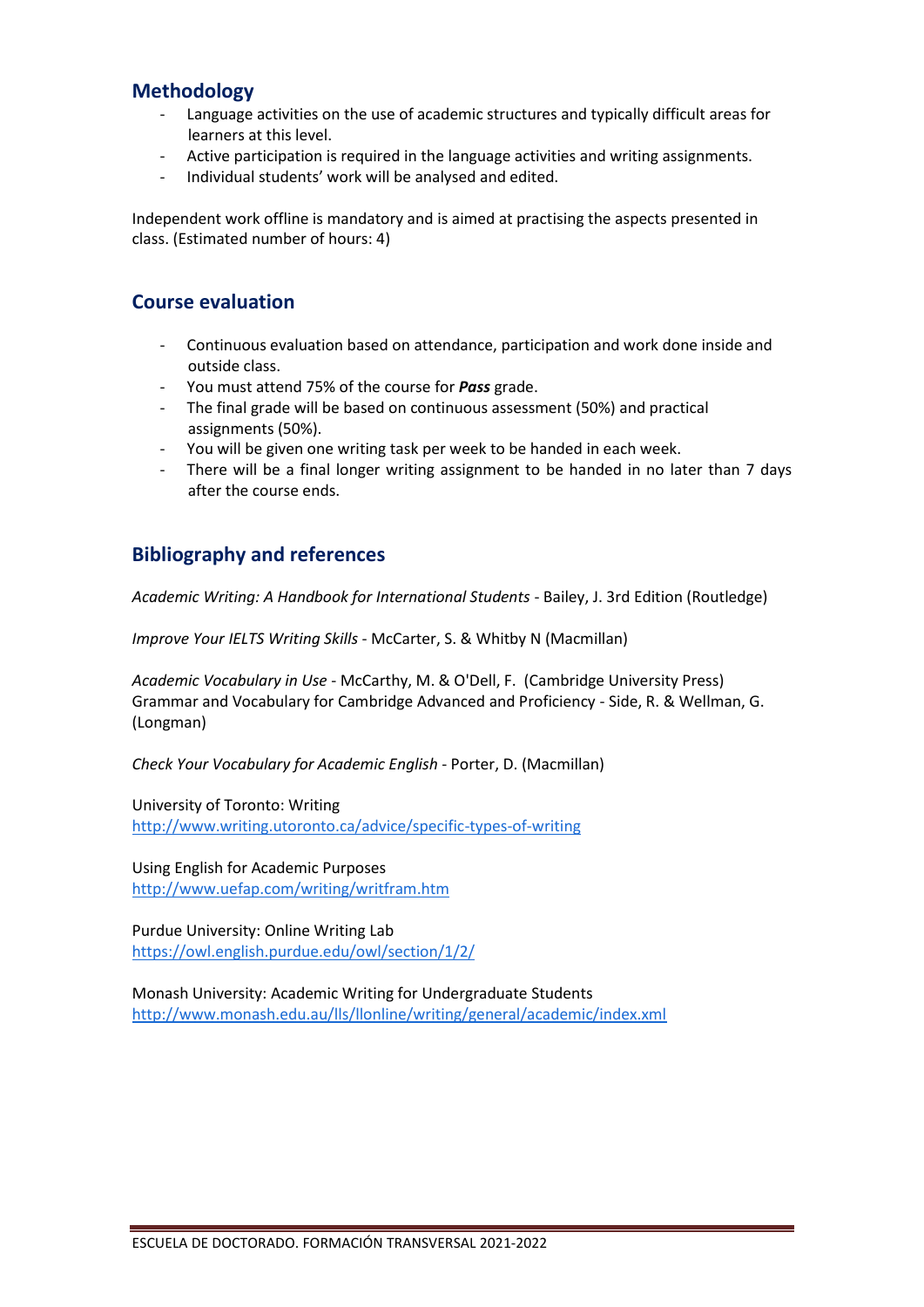## Methodology

- Language activities on the use of academic structures and typically difficult areas for learners at this level.
- Active participation is required in the language activities and writing assignments.
- Individual students' work will be analysed and edited.

Independent work offline is mandatory and is aimed at practising the aspects presented in class. (Estimated number of hours: 4)

## Course evaluation

- Continuous evaluation based on attendance, participation and work done inside and outside class.
- You must attend 75% of the course for ***Pass*** grade.
- The final grade will be based on continuous assessment (50%) and practical assignments (50%).
- You will be given one writing task per week to be handed in each week.
- There will be a final longer writing assignment to be handed in no later than 7 days after the course ends.

## Bibliography and references

*Academic Writing: A Handbook for International Students* - Bailey, J. 3rd Edition (Routledge)

*Improve Your IELTS Writing Skills* - McCarter, S. & Whitby N (Macmillan)

*Academic Vocabulary in Use* - McCarthy, M. & O'Dell, F. (Cambridge University Press)
Grammar and Vocabulary for Cambridge Advanced and Proficiency - Side, R. & Wellman, G. (Longman)

*Check Your Vocabulary for Academic English* - Porter, D. (Macmillan)

University of Toronto: Writing
http://www.writing.utoronto.ca/advice/specific-types-of-writing

Using English for Academic Purposes
http://www.uefap.com/writing/writfram.htm

Purdue University: Online Writing Lab
https://owl.english.purdue.edu/owl/section/1/2/

Monash University: Academic Writing for Undergraduate Students
http://www.monash.edu.au/lls/llonline/writing/general/academic/index.xml